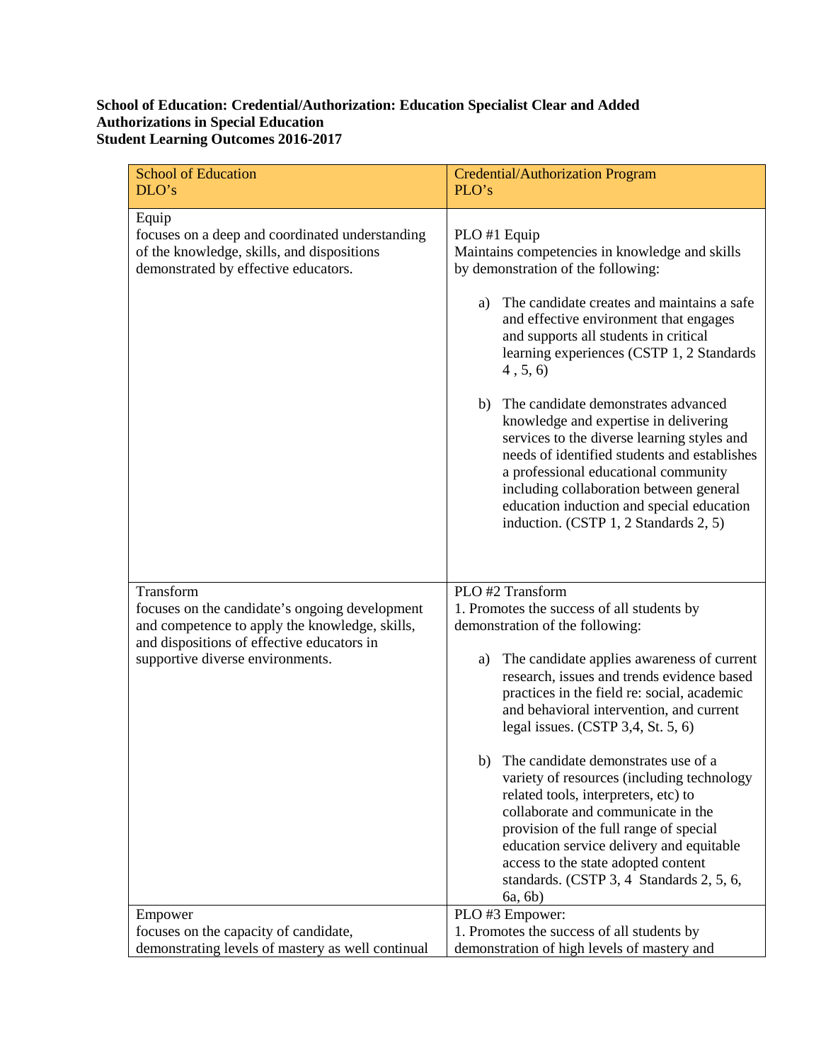**School of Education: Credential/Authorization: Education Specialist Clear and Added Authorizations in Special Education**
**Student Learning Outcomes 2016-2017**

| School of Education<br>DLO's | Credential/Authorization Program<br>PLO's |
|---|---|
| Equip<br>focuses on a deep and coordinated understanding of the knowledge, skills, and dispositions demonstrated by effective educators. | PLO #1 Equip<br>Maintains competencies in knowledge and skills by demonstration of the following:<br><br>a) The candidate creates and maintains a safe and effective environment that engages and supports all students in critical learning experiences (CSTP 1, 2 Standards 4 , 5, 6)<br><br>b) The candidate demonstrates advanced knowledge and expertise in delivering services to the diverse learning styles and needs of identified students and establishes a professional educational community including collaboration between general education induction and special education induction. (CSTP 1, 2 Standards 2, 5) |
| Transform<br>focuses on the candidate's ongoing development and competence to apply the knowledge, skills, and dispositions of effective educators in supportive diverse environments. | PLO #2 Transform<br>1. Promotes the success of all students by demonstration of the following:<br><br>a) The candidate applies awareness of current research, issues and trends evidence based practices in the field re: social, academic and behavioral intervention, and current legal issues. (CSTP 3,4, St. 5, 6)<br><br>b) The candidate demonstrates use of a variety of resources (including technology related tools, interpreters, etc) to collaborate and communicate in the provision of the full range of special education service delivery and equitable access to the state adopted content standards. (CSTP 3, 4 Standards 2, 5, 6, 6a, 6b) |
| Empower<br>focuses on the capacity of candidate, demonstrating levels of mastery as well continual | PLO #3 Empower:<br>1. Promotes the success of all students by demonstration of high levels of mastery and |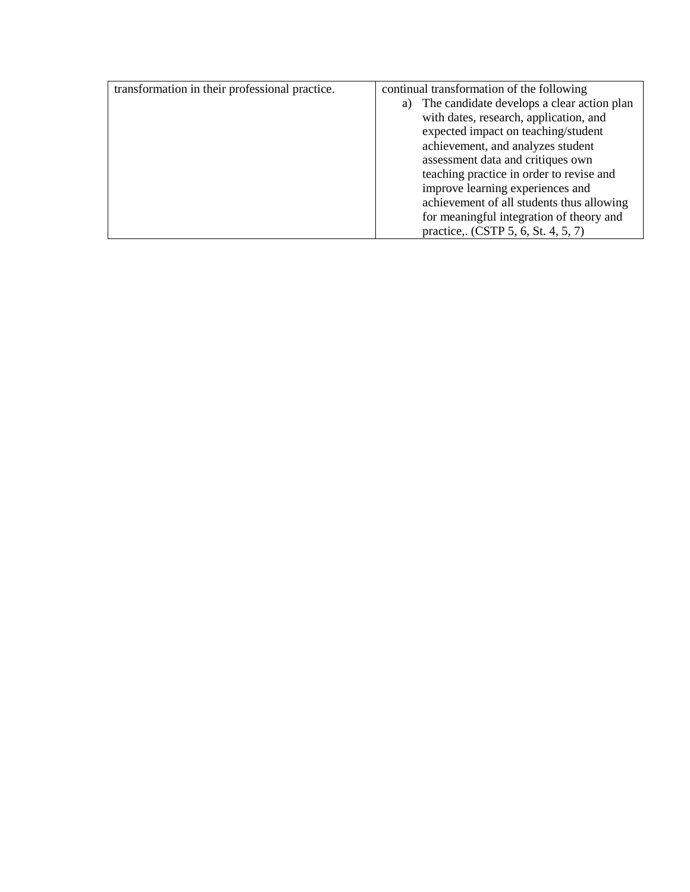| | |
|---|---|
| transformation in their professional practice. | continual transformation of the following<br>a) The candidate develops a clear action plan with dates, research, application, and expected impact on teaching/student achievement, and analyzes student assessment data and critiques own teaching practice in order to revise and improve learning experiences and achievement of all students thus allowing for meaningful integration of theory and practice,. (CSTP 5, 6, St. 4, 5, 7) |